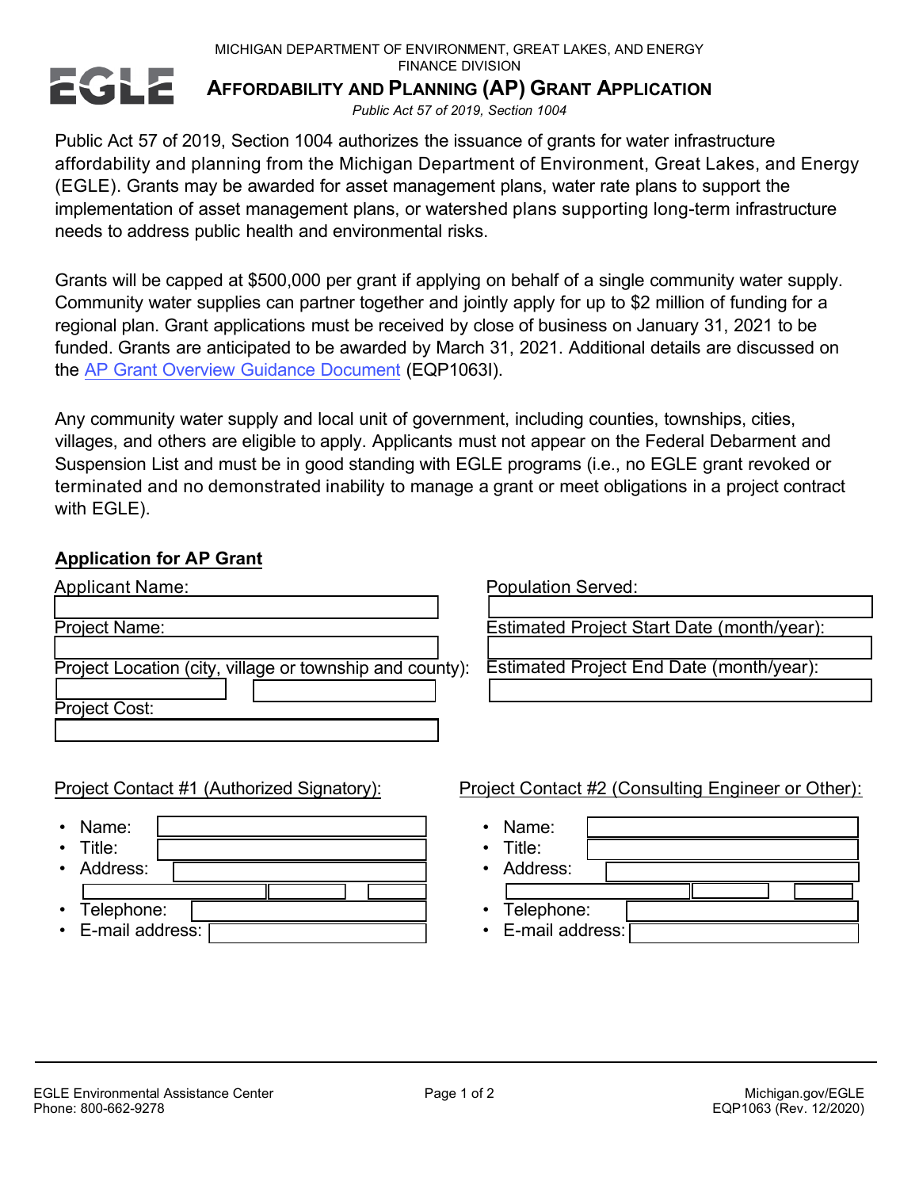MICHIGAN DEPARTMENT OF ENVIRONMENT, GREAT LAKES, AND ENERGY
FINANCE DIVISION

# AFFORDABILITY AND PLANNING (AP) GRANT APPLICATION

*Public Act 57 of 2019, Section 1004*

Public Act 57 of 2019, Section 1004 authorizes the issuance of grants for water infrastructure affordability and planning from the Michigan Department of Environment, Great Lakes, and Energy (EGLE). Grants may be awarded for asset management plans, water rate plans to support the implementation of asset management plans, or watershed plans supporting long-term infrastructure needs to address public health and environmental risks.

Grants will be capped at $500,000 per grant if applying on behalf of a single community water supply. Community water supplies can partner together and jointly apply for up to $2 million of funding for a regional plan. Grant applications must be received by close of business on January 31, 2021 to be funded. Grants are anticipated to be awarded by March 31, 2021. Additional details are discussed on the AP Grant Overview Guidance Document (EQP1063I).

Any community water supply and local unit of government, including counties, townships, cities, villages, and others are eligible to apply. Applicants must not appear on the Federal Debarment and Suspension List and must be in good standing with EGLE programs (i.e., no EGLE grant revoked or terminated and no demonstrated inability to manage a grant or meet obligations in a project contract with EGLE).

## Application for AP Grant

Applicant Name:

Project Name:

Project Location (city, village or township and county):

Project Cost:

Population Served:

Estimated Project Start Date (month/year):

Estimated Project End Date (month/year):

Project Contact #1 (Authorized Signatory):

- Name:
- Title:
- Address:
- Telephone:
- E-mail address:

Project Contact #2 (Consulting Engineer or Other):

- Name:
- Title:
- Address:
- Telephone:
- E-mail address: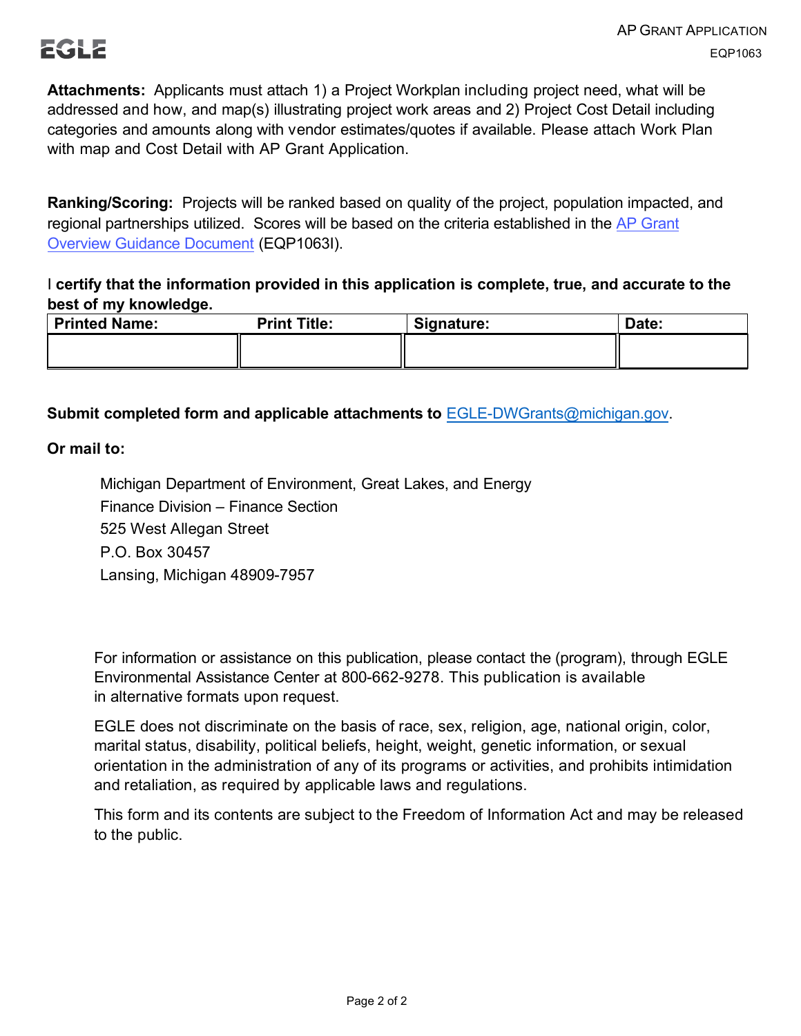**Attachments:** Applicants must attach 1) a Project Workplan including project need, what will be addressed and how, and map(s) illustrating project work areas and 2) Project Cost Detail including categories and amounts along with vendor estimates/quotes if available. Please attach Work Plan with map and Cost Detail with AP Grant Application.

**Ranking/Scoring:** Projects will be ranked based on quality of the project, population impacted, and regional partnerships utilized. Scores will be based on the criteria established in the AP Grant Overview Guidance Document (EQP1063I).

I **certify that the information provided in this application is complete, true, and accurate to the best of my knowledge.**

| Printed Name: | Print Title: | Signature: | Date: |
|---|---|---|---|
| | | | |

**Submit completed form and applicable attachments to** EGLE-DWGrants@michigan.gov.

**Or mail to:**

Michigan Department of Environment, Great Lakes, and Energy
Finance Division – Finance Section
525 West Allegan Street
P.O. Box 30457
Lansing, Michigan 48909-7957

For information or assistance on this publication, please contact the (program), through EGLE Environmental Assistance Center at 800-662-9278. This publication is available in alternative formats upon request.

EGLE does not discriminate on the basis of race, sex, religion, age, national origin, color, marital status, disability, political beliefs, height, weight, genetic information, or sexual orientation in the administration of any of its programs or activities, and prohibits intimidation and retaliation, as required by applicable laws and regulations.

This form and its contents are subject to the Freedom of Information Act and may be released to the public.